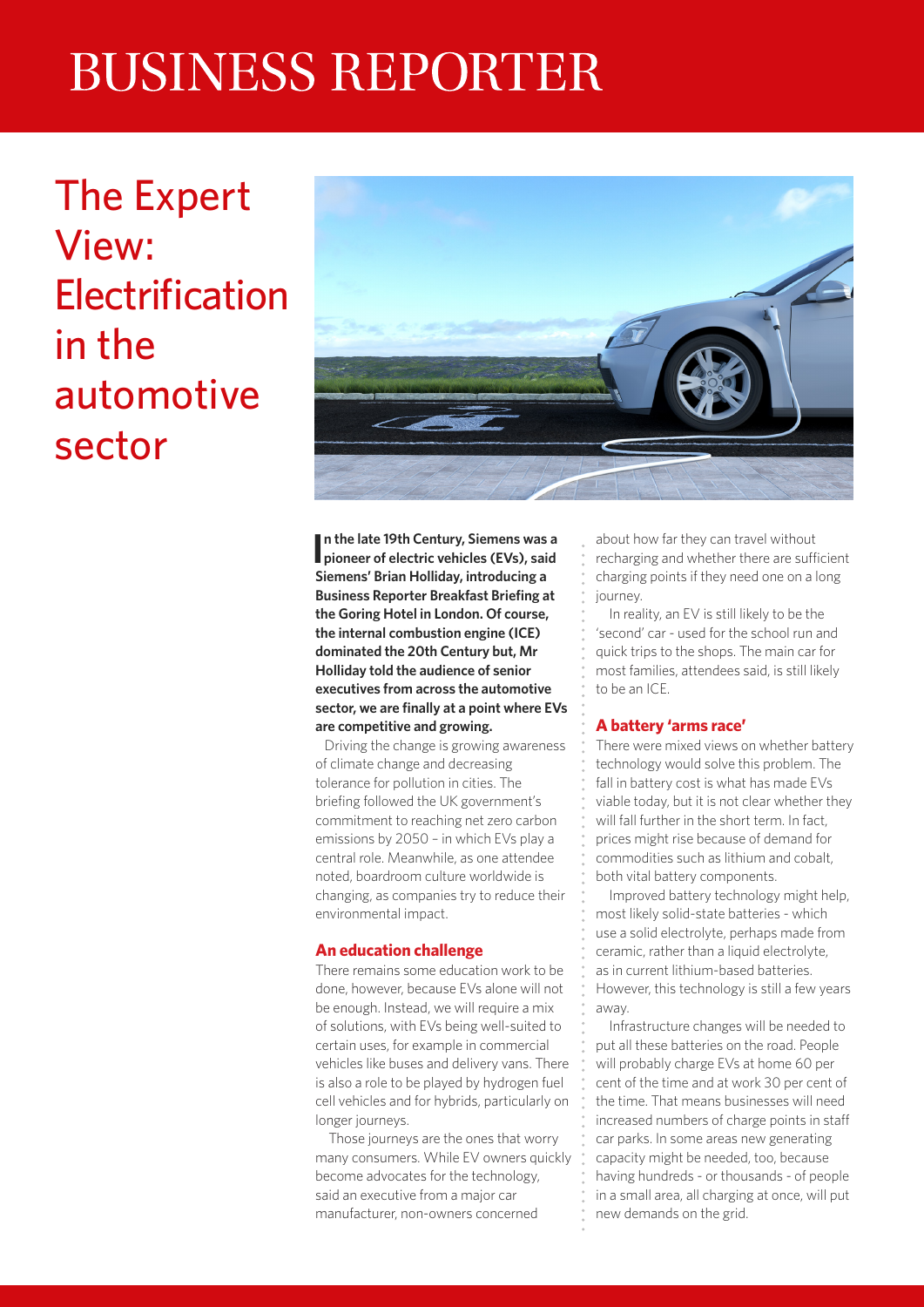# BUSINESS REPORTER

## The Expert View: Electrification in the automotive sector

**In the late 19th Century, Siemens was a pioneer of electric vehicles (EVs), said Siemens' Brian Holliday, introducing a Business Reporter Breakfast Briefing at the Goring Hotel in London. Of course, the internal combustion engine (ICE) dominated the 20th Century but, Mr Holliday told the audience of senior executives from across the automotive sector, we are finally at a point where EVs are competitive and growing.**

Driving the change is growing awareness of climate change and decreasing tolerance for pollution in cities. The briefing followed the UK government's commitment to reaching net zero carbon emissions by 2050 – in which EVs play a central role. Meanwhile, as one attendee noted, boardroom culture worldwide is changing, as companies try to reduce their environmental impact.

### An education challenge

There remains some education work to be done, however, because EVs alone will not be enough. Instead, we will require a mix of solutions, with EVs being well-suited to certain uses, for example in commercial vehicles like buses and delivery vans. There is also a role to be played by hydrogen fuel cell vehicles and for hybrids, particularly on longer journeys.

Those journeys are the ones that worry many consumers. While EV owners quickly become advocates for the technology, said an executive from a major car manufacturer, non-owners concerned about how far they can travel without recharging and whether there are sufficient charging points if they need one on a long journey.

In reality, an EV is still likely to be the 'second' car - used for the school run and quick trips to the shops. The main car for most families, attendees said, is still likely to be an ICE.

### A battery 'arms race'

There were mixed views on whether battery technology would solve this problem. The fall in battery cost is what has made EVs viable today, but it is not clear whether they will fall further in the short term. In fact, prices might rise because of demand for commodities such as lithium and cobalt, both vital battery components.

Improved battery technology might help, most likely solid-state batteries - which use a solid electrolyte, perhaps made from ceramic, rather than a liquid electrolyte, as in current lithium-based batteries. However, this technology is still a few years away.

Infrastructure changes will be needed to put all these batteries on the road. People will probably charge EVs at home 60 per cent of the time and at work 30 per cent of the time. That means businesses will need increased numbers of charge points in staff car parks. In some areas new generating capacity might be needed, too, because having hundreds - or thousands - of people in a small area, all charging at once, will put new demands on the grid.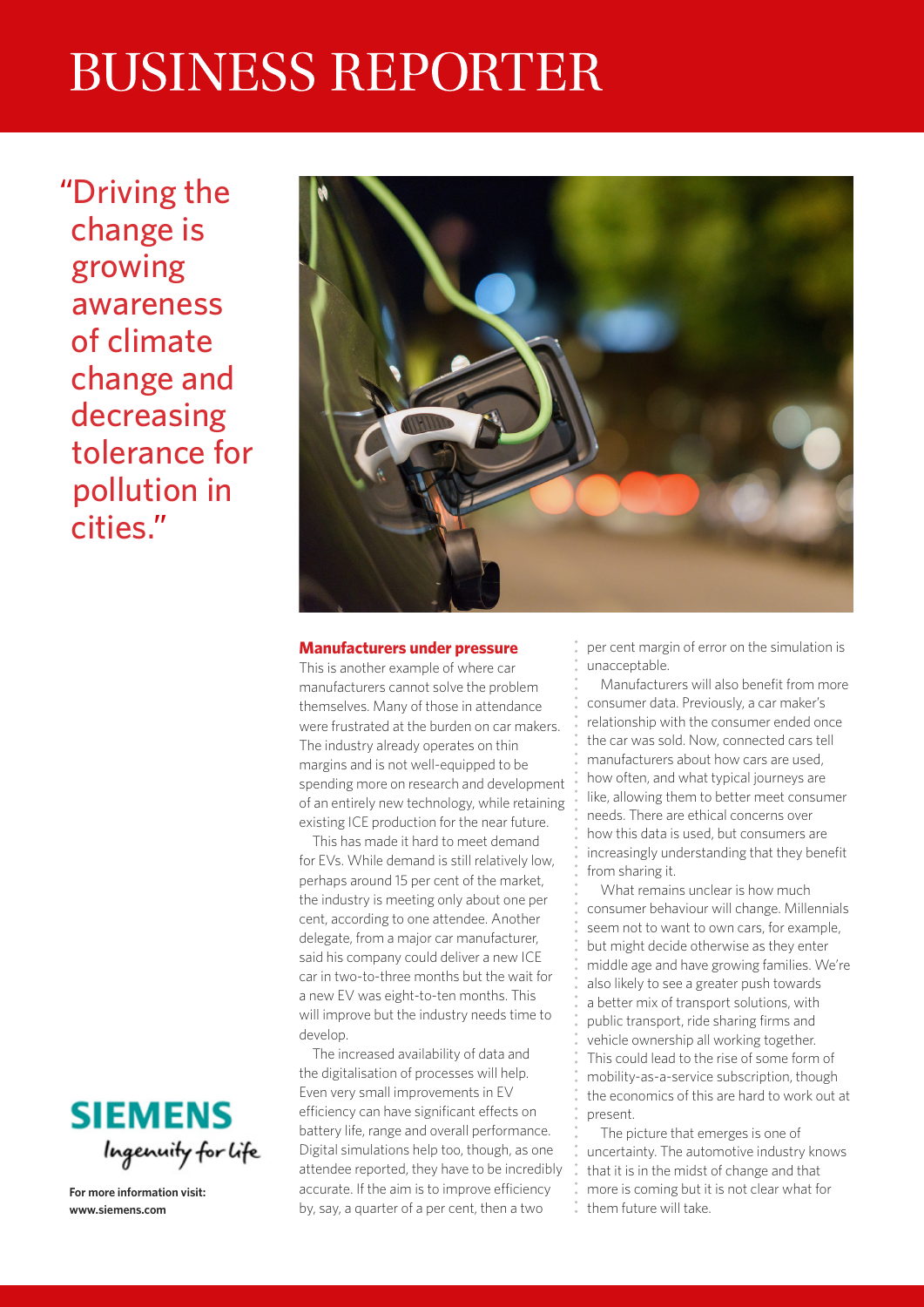"Driving the change is growing awareness of climate change and decreasing tolerance for pollution in cities."

### Manufacturers under pressure

This is another example of where car manufacturers cannot solve the problem themselves. Many of those in attendance were frustrated at the burden on car makers. The industry already operates on thin margins and is not well-equipped to be spending more on research and development of an entirely new technology, while retaining existing ICE production for the near future.

This has made it hard to meet demand for EVs. While demand is still relatively low, perhaps around 15 per cent of the market, the industry is meeting only about one per cent, according to one attendee. Another delegate, from a major car manufacturer, said his company could deliver a new ICE car in two-to-three months but the wait for a new EV was eight-to-ten months. This will improve but the industry needs time to develop.

The increased availability of data and the digitalisation of processes will help. Even very small improvements in EV efficiency can have significant effects on battery life, range and overall performance. Digital simulations help too, though, as one attendee reported, they have to be incredibly accurate. If the aim is to improve efficiency by, say, a quarter of a per cent, then a two per cent margin of error on the simulation is unacceptable.

Manufacturers will also benefit from more consumer data. Previously, a car maker's relationship with the consumer ended once the car was sold. Now, connected cars tell manufacturers about how cars are used, how often, and what typical journeys are like, allowing them to better meet consumer needs. There are ethical concerns over how this data is used, but consumers are increasingly understanding that they benefit from sharing it.

What remains unclear is how much consumer behaviour will change. Millennials seem not to want to own cars, for example, but might decide otherwise as they enter middle age and have growing families. We're also likely to see a greater push towards a better mix of transport solutions, with public transport, ride sharing firms and vehicle ownership all working together. This could lead to the rise of some form of mobility-as-a-service subscription, though the economics of this are hard to work out at present.

The picture that emerges is one of uncertainty. The automotive industry knows that it is in the midst of change and that more is coming but it is not clear what for them future will take.

SIEMENS
Ingenuity for life

**For more information visit: www.siemens.com**